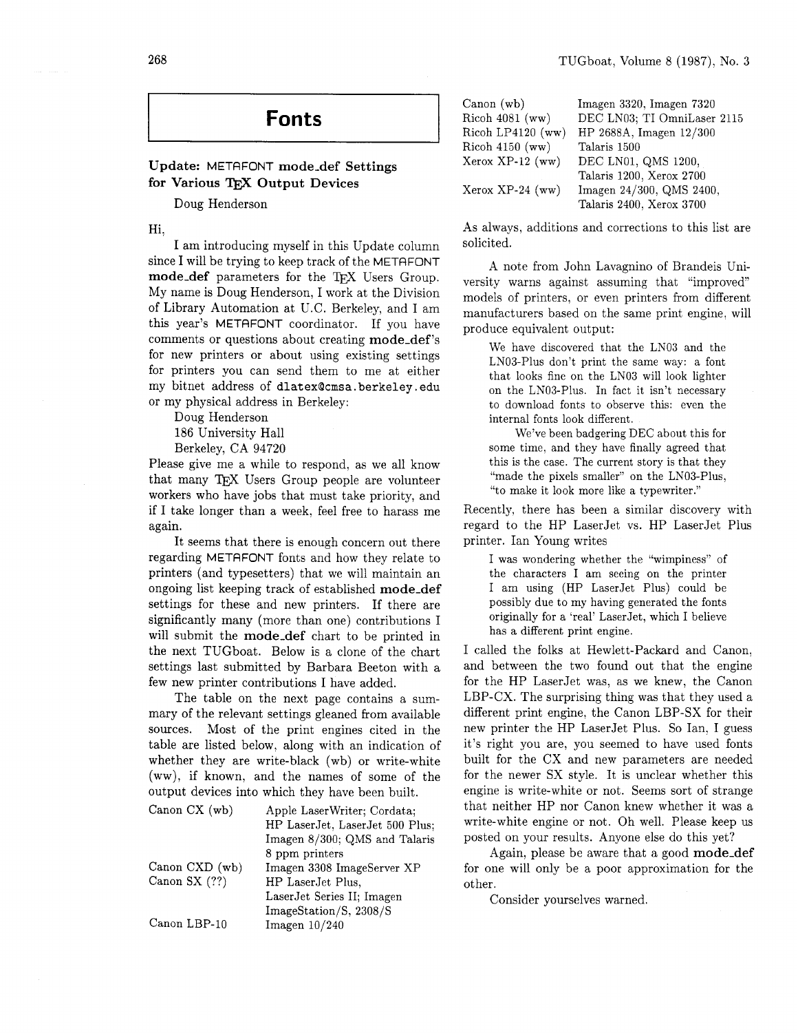# Fonts

## Update: METAFONT mode_def Settings for Various TeX Output Devices

Doug Henderson

Hi,

I am introducing myself in this Update column since I will be trying to keep track of the METAFONT **mode_def** parameters for the TeX Users Group. My name is Doug Henderson, I work at the Division of Library Automation at U.C. Berkeley, and I am this year's METAFONT coordinator. If you have comments or questions about creating **mode_def**'s for new printers or about using existing settings for printers you can send them to me at either my bitnet address of `dlatex@cmsa.berkeley.edu` or my physical address in Berkeley:

Doug Henderson
186 University Hall
Berkeley, CA 94720

Please give me a while to respond, as we all know that many TeX Users Group people are volunteer workers who have jobs that must take priority, and if I take longer than a week, feel free to harass me again.

It seems that there is enough concern out there regarding METAFONT fonts and how they relate to printers (and typesetters) that we will maintain an ongoing list keeping track of established **mode_def** settings for these and new printers. If there are significantly many (more than one) contributions I will submit the **mode_def** chart to be printed in the next TUGboat. Below is a clone of the chart settings last submitted by Barbara Beeton with a few new printer contributions I have added.

The table on the next page contains a summary of the relevant settings gleaned from available sources. Most of the print engines cited in the table are listed below, along with an indication of whether they are write-black (wb) or write-white (ww), if known, and the names of some of the output devices into which they have been built.

| Engine | Output devices |
|---|---|
| Canon CX (wb) | Apple LaserWriter; Cordata; HP LaserJet, LaserJet 500 Plus; Imagen 8/300; QMS and Talaris 8 ppm printers |
| Canon CXD (wb) | Imagen 3308 ImageServer XP |
| Canon SX (??) | HP LaserJet Plus, LaserJet Series II; Imagen ImageStation/S, 2308/S |
| Canon LBP-10 | Imagen 10/240 |
| Canon (wb) | Imagen 3320, Imagen 7320 |
| Ricoh 4081 (ww) | DEC LN03; TI OmniLaser 2115 |
| Ricoh LP4120 (ww) | HP 2688A, Imagen 12/300 |
| Ricoh 4150 (ww) | Talaris 1500 |
| Xerox XP-12 (ww) | DEC LN01, QMS 1200, Talaris 1200, Xerox 2700 |
| Xerox XP-24 (ww) | Imagen 24/300, QMS 2400, Talaris 2400, Xerox 3700 |

As always, additions and corrections to this list are solicited.

A note from John Lavagnino of Brandeis University warns against assuming that "improved" models of printers, or even printers from different manufacturers based on the same print engine, will produce equivalent output:

> We have discovered that the LN03 and the LN03-Plus don't print the same way: a font that looks fine on the LN03 will look lighter on the LN03-Plus. In fact it isn't necessary to download fonts to observe this: even the internal fonts look different.
>
> We've been badgering DEC about this for some time, and they have finally agreed that this is the case. The current story is that they "made the pixels smaller" on the LN03-Plus, "to make it look more like a typewriter."

Recently, there has been a similar discovery with regard to the HP LaserJet vs. HP LaserJet Plus printer. Ian Young writes

> I was wondering whether the "wimpiness" of the characters I am seeing on the printer I am using (HP LaserJet Plus) could be possibly due to my having generated the fonts originally for a 'real' LaserJet, which I believe has a different print engine.

I called the folks at Hewlett-Packard and Canon, and between the two found out that the engine for the HP LaserJet was, as we knew, the Canon LBP-CX. The surprising thing was that they used a different print engine, the Canon LBP-SX for their new printer the HP LaserJet Plus. So Ian, I guess it's right you are, you seemed to have used fonts built for the CX and new parameters are needed for the newer SX style. It is unclear whether this engine is write-white or not. Seems sort of strange that neither HP nor Canon knew whether it was a write-white engine or not. Oh well. Please keep us posted on your results. Anyone else do this yet?

Again, please be aware that a good **mode_def** for one will only be a poor approximation for the other.

Consider yourselves warned.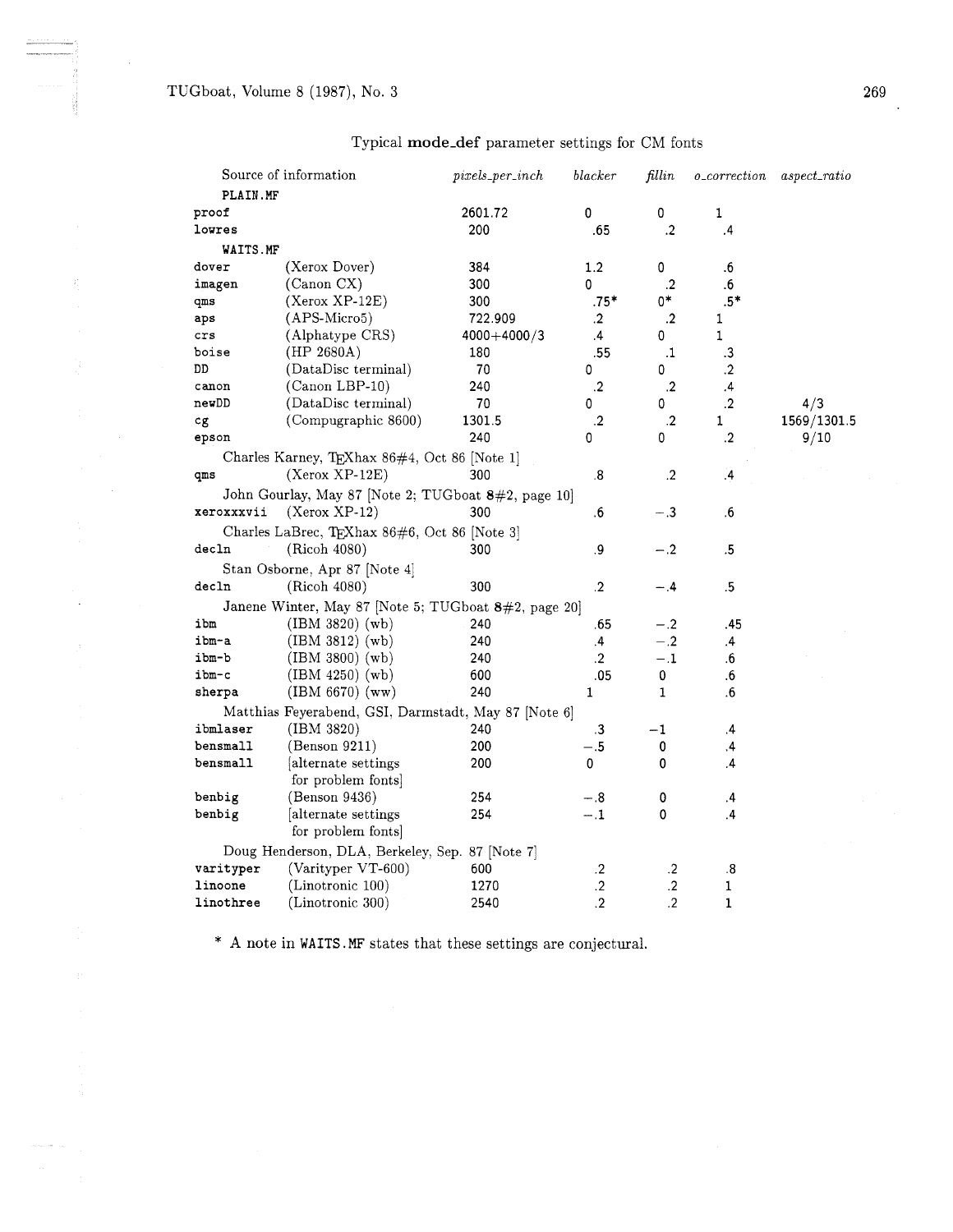Typical **mode_def** parameter settings for CM fonts

| Source of information | | *pixels_per_inch* | *blacker* | *fillin* | *o_correction* | *aspect_ratio* |
|---|---|---|---|---|---|---|
| **PLAIN.MF** | | | | | | |
| proof | | 2601.72 | 0 | 0 | 1 | |
| lowres | | 200 | .65 | .2 | .4 | |
| **WAITS.MF** | | | | | | |
| dover | (Xerox Dover) | 384 | 1.2 | 0 | .6 | |
| imagen | (Canon CX) | 300 | 0 | .2 | .6 | |
| qms | (Xerox XP-12E) | 300 | .75* | 0* | .5* | |
| aps | (APS-Micro5) | 722.909 | .2 | .2 | 1 | |
| crs | (Alphatype CRS) | 4000+4000/3 | .4 | 0 | 1 | |
| boise | (HP 2680A) | 180 | .55 | .1 | .3 | |
| DD | (DataDisc terminal) | 70 | 0 | 0 | .2 | |
| canon | (Canon LBP-10) | 240 | .2 | .2 | .4 | |
| newDD | (DataDisc terminal) | 70 | 0 | 0 | .2 | 4/3 |
| cg | (Compugraphic 8600) | 1301.5 | .2 | .2 | 1 | 1569/1301.5 |
| epson | | 240 | 0 | 0 | .2 | 9/10 |
| Charles Karney, TEXhax 86#4, Oct 86 [Note 1] | | | | | | |
| qms | (Xerox XP-12E) | 300 | .8 | .2 | .4 | |
| John Gourlay, May 87 [Note 2; TUGboat **8**#2, page 10] | | | | | | |
| xeroxxxvii | (Xerox XP-12) | 300 | .6 | −.3 | .6 | |
| Charles LaBrec, TEXhax 86#6, Oct 86 [Note 3] | | | | | | |
| decln | (Ricoh 4080) | 300 | .9 | −.2 | .5 | |
| Stan Osborne, Apr 87 [Note 4] | | | | | | |
| decln | (Ricoh 4080) | 300 | .2 | −.4 | .5 | |
| Janene Winter, May 87 [Note 5; TUGboat **8**#2, page 20] | | | | | | |
| ibm | (IBM 3820) (wb) | 240 | .65 | −.2 | .45 | |
| ibm-a | (IBM 3812) (wb) | 240 | .4 | −.2 | .4 | |
| ibm-b | (IBM 3800) (wb) | 240 | .2 | −.1 | .6 | |
| ibm-c | (IBM 4250) (wb) | 600 | .05 | 0 | .6 | |
| sherpa | (IBM 6670) (ww) | 240 | 1 | 1 | .6 | |
| Matthias Feyerabend, GSI, Darmstadt, May 87 [Note 6] | | | | | | |
| ibmlaser | (IBM 3820) | 240 | .3 | −1 | .4 | |
| bensmall | (Benson 9211) | 200 | −.5 | 0 | .4 | |
| bensmall | [alternate settings for problem fonts] | 200 | 0 | 0 | .4 | |
| benbig | (Benson 9436) | 254 | −.8 | 0 | .4 | |
| benbig | [alternate settings for problem fonts] | 254 | −.1 | 0 | .4 | |
| Doug Henderson, DLA, Berkeley, Sep. 87 [Note 7] | | | | | | |
| varityper | (Varityper VT-600) | 600 | .2 | .2 | .8 | |
| linoone | (Linotronic 100) | 1270 | .2 | .2 | 1 | |
| linothree | (Linotronic 300) | 2540 | .2 | .2 | 1 | |

\* A note in WAITS.MF states that these settings are conjectural.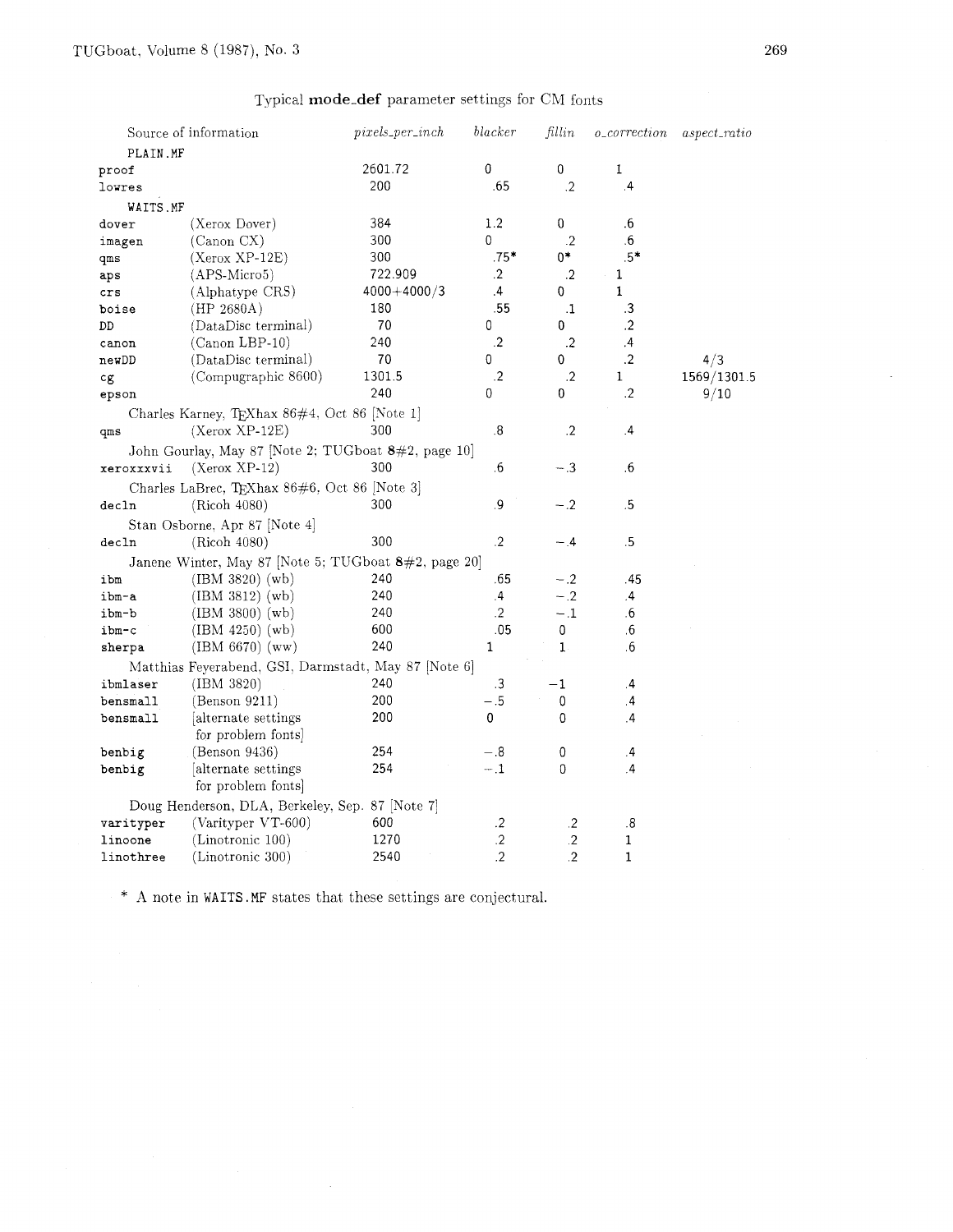Typical **mode_def** parameter settings for CM fonts

| Source of information | | *pixels_per_inch* | *blacker* | *fillin* | *o_correction* | *aspect_ratio* |
|---|---|---|---|---|---|---|
| PLAIN.MF | | | | | | |
| proof | | 2601.72 | 0 | 0 | 1 | |
| lowres | | 200 | .65 | .2 | .4 | |
| WAITS.MF | | | | | | |
| dover | (Xerox Dover) | 384 | 1.2 | 0 | .6 | |
| imagen | (Canon CX) | 300 | 0 | .2 | .6 | |
| qms | (Xerox XP-12E) | 300 | .75* | 0* | .5* | |
| aps | (APS-Micro5) | 722.909 | .2 | .2 | 1 | |
| crs | (Alphatype CRS) | 4000+4000/3 | .4 | 0 | 1 | |
| boise | (HP 2680A) | 180 | .55 | .1 | .3 | |
| DD | (DataDisc terminal) | 70 | 0 | 0 | .2 | |
| canon | (Canon LBP-10) | 240 | .2 | .2 | .4 | |
| newDD | (DataDisc terminal) | 70 | 0 | 0 | .2 | 4/3 |
| cg | (Compugraphic 8600) | 1301.5 | .2 | .2 | 1 | 1569/1301.5 |
| epson | | 240 | 0 | 0 | .2 | 9/10 |
| Charles Karney, TeXhax 86#4, Oct 86 [Note 1] | | | | | | |
| qms | (Xerox XP-12E) | 300 | .8 | .2 | .4 | |
| John Gourlay, May 87 [Note 2; TUGboat **8**#2, page 10] | | | | | | |
| xeroxxxvii | (Xerox XP-12) | 300 | .6 | −.3 | .6 | |
| Charles LaBrec, TeXhax 86#6, Oct 86 [Note 3] | | | | | | |
| decln | (Ricoh 4080) | 300 | .9 | −.2 | .5 | |
| Stan Osborne, Apr 87 [Note 4] | | | | | | |
| decln | (Ricoh 4080) | 300 | .2 | −.4 | .5 | |
| Janene Winter, May 87 [Note 5; TUGboat **8**#2, page 20] | | | | | | |
| ibm | (IBM 3820) (wb) | 240 | .65 | −.2 | .45 | |
| ibm-a | (IBM 3812) (wb) | 240 | .4 | −.2 | .4 | |
| ibm-b | (IBM 3800) (wb) | 240 | .2 | −.1 | .6 | |
| ibm-c | (IBM 4250) (wb) | 600 | .05 | 0 | .6 | |
| sherpa | (IBM 6670) (ww) | 240 | 1 | 1 | .6 | |
| Matthias Feyerabend, GSI, Darmstadt, May 87 [Note 6] | | | | | | |
| ibmlaser | (IBM 3820) | 240 | .3 | −1 | .4 | |
| bensmall | (Benson 9211) | 200 | −.5 | 0 | .4 | |
| bensmall | [alternate settings for problem fonts] | 200 | 0 | 0 | .4 | |
| benbig | (Benson 9436) | 254 | −.8 | 0 | .4 | |
| benbig | [alternate settings for problem fonts] | 254 | −.1 | 0 | .4 | |
| Doug Henderson, DLA, Berkeley, Sep. 87 [Note 7] | | | | | | |
| varityper | (Varityper VT-600) | 600 | .2 | .2 | .8 | |
| linoone | (Linotronic 100) | 1270 | .2 | .2 | 1 | |
| linothree | (Linotronic 300) | 2540 | .2 | .2 | 1 | |

\* A note in WAITS.MF states that these settings are conjectural.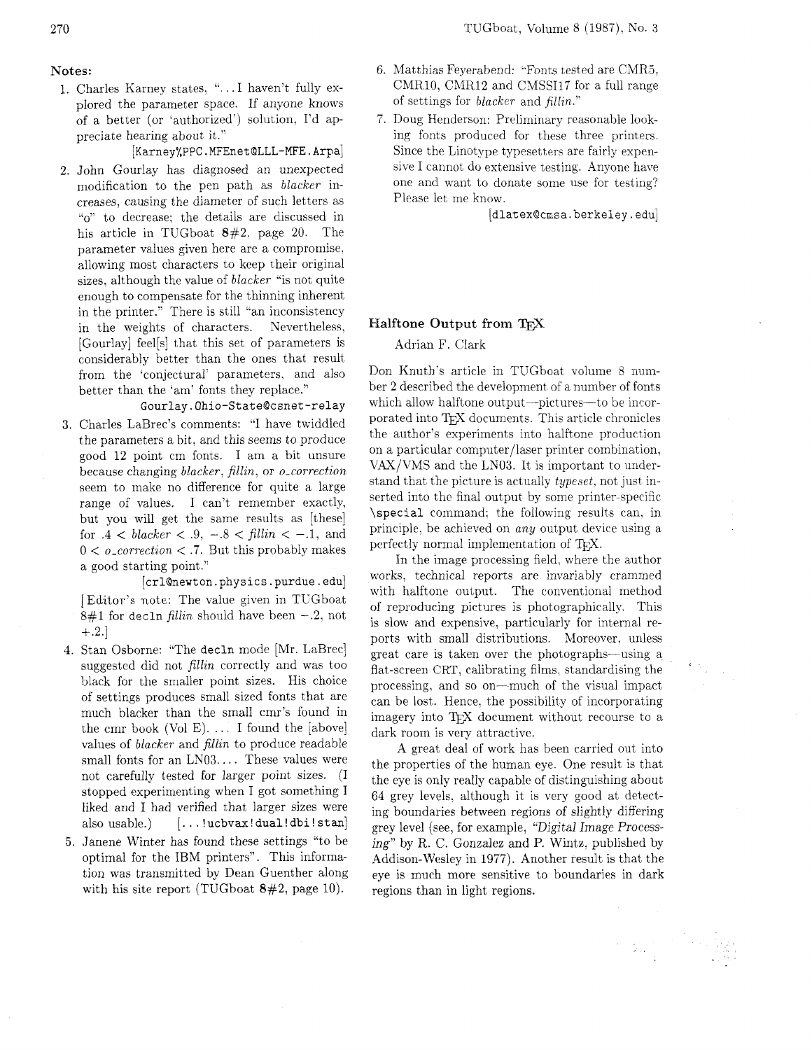**Notes:**

1. Charles Karney states, "... I haven't fully explored the parameter space. If anyone knows of a better (or 'authorized') solution, I'd appreciate hearing about it."

   [Karney%PPC.MFEnet@LLL-MFE.Arpa]

2. John Gourlay has diagnosed an unexpected modification to the pen path as *blacker* increases, causing the diameter of such letters as "o" to decrease; the details are discussed in his article in TUGboat **8**#2, page 20. The parameter values given here are a compromise, allowing most characters to keep their original sizes, although the value of *blacker* "is not quite enough to compensate for the thinning inherent in the printer." There is still "an inconsistency in the weights of characters. Nevertheless, [Gourlay] feel[s] that this set of parameters is considerably better than the ones that result from the 'conjectural' parameters, and also better than the 'am' fonts they replace."

   Gourlay.Ohio-State@csnet-relay

3. Charles LaBrec's comments: "I have twiddled the parameters a bit, and this seems to produce good 12 point cm fonts. I am a bit unsure because changing *blacker*, *fillin*, or *o_correction* seem to make no difference for quite a large range of values. I can't remember exactly, but you will get the same results as [these] for $.4 < blacker < .9$, $-.8 < fillin < -.1$, and $0 < o\_correction < .7$. But this probably makes a good starting point."

   [crl@newton.physics.purdue.edu]

   [Editor's note: The value given in TUGboat 8#1 for decln *fillin* should have been $-.2$, not $+.2$.]

4. Stan Osborne: "The decln mode [Mr. LaBrec] suggested did not *fillin* correctly and was too black for the smaller point sizes. His choice of settings produces small sized fonts that are much blacker than the small cmr's found in the cmr book (Vol E). ... I found the [above] values of *blacker* and *fillin* to produce readable small fonts for an LN03. ... These values were not carefully tested for larger point sizes. (I stopped experimenting when I got something I liked and I had verified that larger sizes were also usable.) [...!ucbvax!dual!dbi!stan]

5. Janene Winter has found these settings "to be optimal for the IBM printers". This information was transmitted by Dean Guenther along with his site report (TUGboat **8**#2, page 10).

6. Matthias Feyerabend: "Fonts tested are CMR5, CMR10, CMR12 and CMSSI17 for a full range of settings for *blacker* and *fillin*."

7. Doug Henderson: Preliminary reasonable looking fonts produced for these three printers. Since the Linotype typesetters are fairly expensive I cannot do extensive testing. Anyone have one and want to donate some use for testing? Please let me know.

   [dlatex@cmsa.berkeley.edu]

## Halftone Output from TeX

Adrian F. Clark

Don Knuth's article in TUGboat volume 8 number 2 described the development of a number of fonts which allow halftone output—pictures—to be incorporated into TeX documents. This article chronicles the author's experiments into halftone production on a particular computer/laser printer combination, VAX/VMS and the LN03. It is important to understand that the picture is actually *typeset*, not just inserted into the final output by some printer-specific \special command; the following results can, in principle, be achieved on *any* output device using a perfectly normal implementation of TeX.

In the image processing field, where the author works, technical reports are invariably crammed with halftone output. The conventional method of reproducing pictures is photographically. This is slow and expensive, particularly for internal reports with small distributions. Moreover, unless great care is taken over the photographs—using a flat-screen CRT, calibrating films, standardising the processing, and so on—much of the visual impact can be lost. Hence, the possibility of incorporating imagery into TeX document without recourse to a dark room is very attractive.

A great deal of work has been carried out into the properties of the human eye. One result is that the eye is only really capable of distinguishing about 64 grey levels, although it is very good at detecting boundaries between regions of slightly differing grey level (see, for example, *"Digital Image Processing"* by R. C. Gonzalez and P. Wintz, published by Addison-Wesley in 1977). Another result is that the eye is much more sensitive to boundaries in dark regions than in light regions.